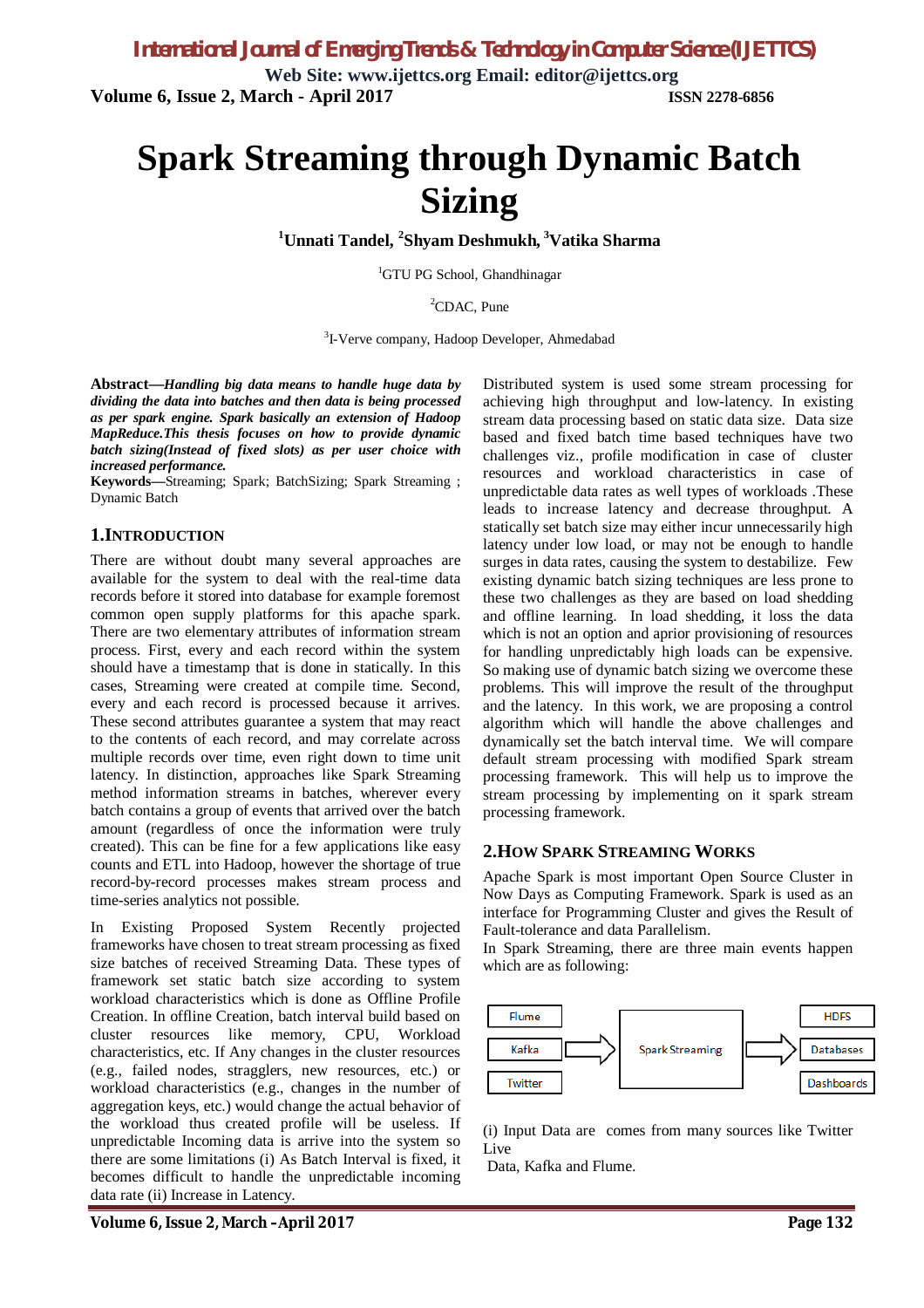# Spark Streaming through Dynamic Batch Sizing

**[1]Unnati Tandel, [2]Shyam Deshmukh, [3]Vatika Sharma**

[1]GTU PG School, Ghandhinagar

[2]CDAC, Pune

[3]I-Verve company, Hadoop Developer, Ahmedabad

**Abstract—*Handling big data means to handle huge data by dividing the data into batches and then data is being processed as per spark engine. Spark basically an extension of Hadoop MapReduce.This thesis focuses on how to provide dynamic batch sizing(Instead of fixed slots) as per user choice with increased performance.***

**Keywords—**Streaming; Spark; BatchSizing; Spark Streaming ; Dynamic Batch

## 1.INTRODUCTION

There are without doubt many several approaches are available for the system to deal with the real-time data records before it stored into database for example foremost common open supply platforms for this apache spark. There are two elementary attributes of information stream process. First, every and each record within the system should have a timestamp that is done in statically. In this cases, Streaming were created at compile time. Second, every and each record is processed because it arrives. These second attributes guarantee a system that may react to the contents of each record, and may correlate across multiple records over time, even right down to time unit latency. In distinction, approaches like Spark Streaming method information streams in batches, wherever every batch contains a group of events that arrived over the batch amount (regardless of once the information were truly created). This can be fine for a few applications like easy counts and ETL into Hadoop, however the shortage of true record-by-record processes makes stream process and time-series analytics not possible.

In Existing Proposed System Recently projected frameworks have chosen to treat stream processing as fixed size batches of received Streaming Data. These types of framework set static batch size according to system workload characteristics which is done as Offline Profile Creation. In offline Creation, batch interval build based on cluster resources like memory, CPU, Workload characteristics, etc. If Any changes in the cluster resources (e.g., failed nodes, stragglers, new resources, etc.) or workload characteristics (e.g., changes in the number of aggregation keys, etc.) would change the actual behavior of the workload thus created profile will be useless. If unpredictable Incoming data is arrive into the system so there are some limitations (i) As Batch Interval is fixed, it becomes difficult to handle the unpredictable incoming data rate (ii) Increase in Latency.

Distributed system is used some stream processing for achieving high throughput and low-latency. In existing stream data processing based on static data size. Data size based and fixed batch time based techniques have two challenges viz., profile modification in case of cluster resources and workload characteristics in case of unpredictable data rates as well types of workloads .These leads to increase latency and decrease throughput. A statically set batch size may either incur unnecessarily high latency under low load, or may not be enough to handle surges in data rates, causing the system to destabilize. Few existing dynamic batch sizing techniques are less prone to these two challenges as they are based on load shedding and offline learning. In load shedding, it loss the data which is not an option and aprior provisioning of resources for handling unpredictably high loads can be expensive. So making use of dynamic batch sizing we overcome these problems. This will improve the result of the throughput and the latency. In this work, we are proposing a control algorithm which will handle the above challenges and dynamically set the batch interval time. We will compare default stream processing with modified Spark stream processing framework. This will help us to improve the stream processing by implementing on it spark stream processing framework.

## 2.HOW SPARK STREAMING WORKS

Apache Spark is most important Open Source Cluster in Now Days as Computing Framework. Spark is used as an interface for Programming Cluster and gives the Result of Fault-tolerance and data Parallelism.

In Spark Streaming, there are three main events happen which are as following:

Flume
Kafka
Twitter
Spark Streaming
HDFS
Databases
Dashboards

(i) Input Data are comes from many sources like Twitter Live Data, Kafka and Flume.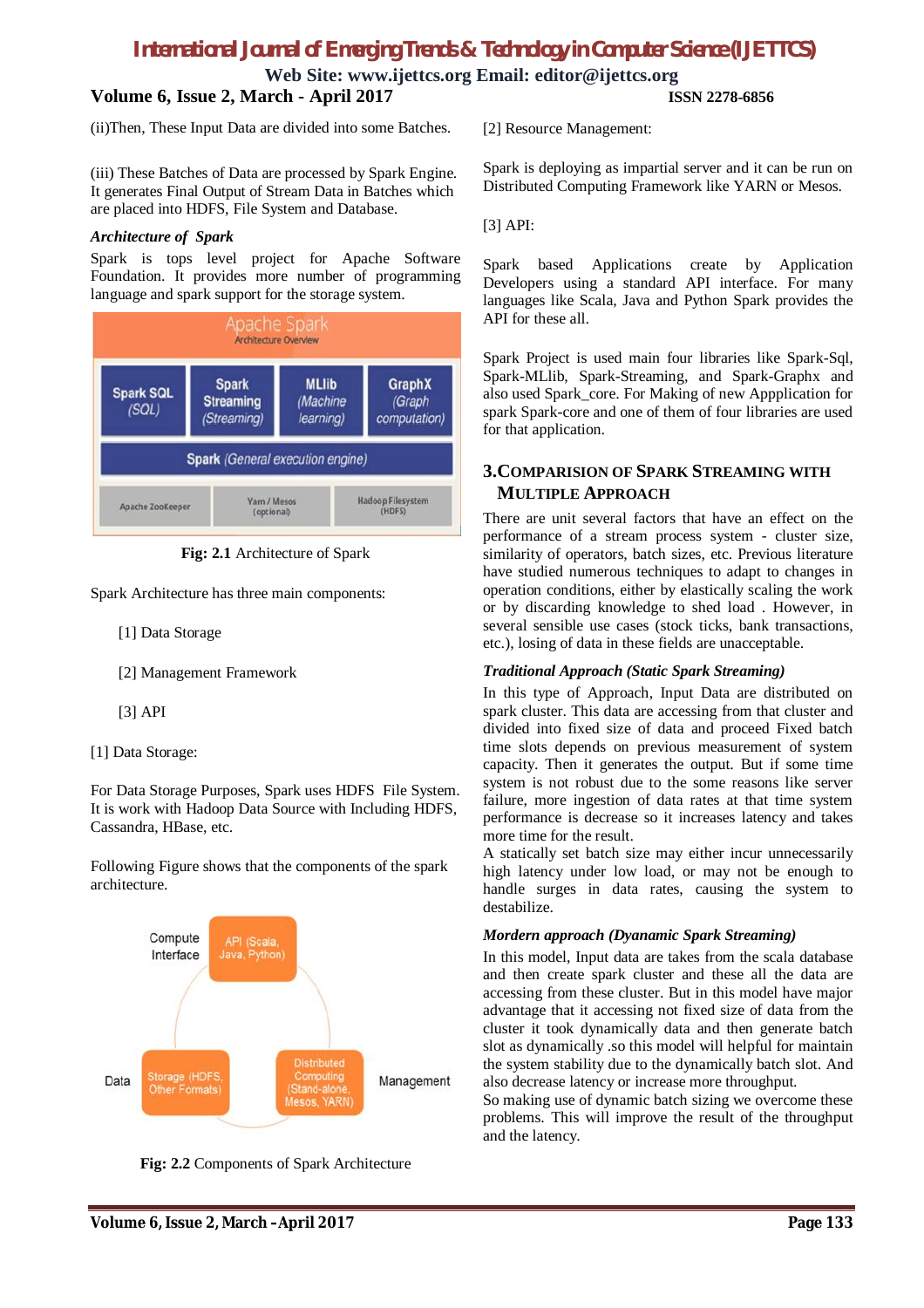(ii)Then, These Input Data are divided into some Batches.

(iii) These Batches of Data are processed by Spark Engine. It generates Final Output of Stream Data in Batches which are placed into HDFS, File System and Database.

***Architecture of Spark***

Spark is tops level project for Apache Software Foundation. It provides more number of programming language and spark support for the storage system.

Apache Spark
Architecture Overview
Spark SQL (SQL)
Spark Streaming (Streaming)
MLlib (Machine learning)
GraphX (Graph computation)
Spark (General execution engine)
Apache ZooKeeper
Yarn / Mesos (optional)
Hadoop Filesystem (HDFS)

**Fig: 2.1** Architecture of Spark

Spark Architecture has three main components:

[1] Data Storage

[2] Management Framework

[3] API

[1] Data Storage:

For Data Storage Purposes, Spark uses HDFS File System. It is work with Hadoop Data Source with Including HDFS, Cassandra, HBase, etc.

Following Figure shows that the components of the spark architecture.

Compute Interface
API (Scala, Java, Python)
Data
Storage (HDFS, Other Formats)
Distributed Computing (Stand-alone, Mesos, YARN)
Management

**Fig: 2.2** Components of Spark Architecture

[2] Resource Management:

Spark is deploying as impartial server and it can be run on Distributed Computing Framework like YARN or Mesos.

[3] API:

Spark based Applications create by Application Developers using a standard API interface. For many languages like Scala, Java and Python Spark provides the API for these all.

Spark Project is used main four libraries like Spark-Sql, Spark-MLlib, Spark-Streaming, and Spark-Graphx and also used Spark_core. For Making of new Appplication for spark Spark-core and one of them of four libraries are used for that application.

## 3.Comparision of Spark Streaming with Multiple Approach

There are unit several factors that have an effect on the performance of a stream process system - cluster size, similarity of operators, batch sizes, etc. Previous literature have studied numerous techniques to adapt to changes in operation conditions, either by elastically scaling the work or by discarding knowledge to shed load . However, in several sensible use cases (stock ticks, bank transactions, etc.), losing of data in these fields are unacceptable.

***Traditional Approach (Static Spark Streaming)***

In this type of Approach, Input Data are distributed on spark cluster. This data are accessing from that cluster and divided into fixed size of data and proceed Fixed batch time slots depends on previous measurement of system capacity. Then it generates the output. But if some time system is not robust due to the some reasons like server failure, more ingestion of data rates at that time system performance is decrease so it increases latency and takes more time for the result.
A statically set batch size may either incur unnecessarily high latency under low load, or may not be enough to handle surges in data rates, causing the system to destabilize.

***Mordern approach (Dyanamic Spark Streaming)***

In this model, Input data are takes from the scala database and then create spark cluster and these all the data are accessing from these cluster. But in this model have major advantage that it accessing not fixed size of data from the cluster it took dynamically data and then generate batch slot as dynamically .so this model will helpful for maintain the system stability due to the dynamically batch slot. And also decrease latency or increase more throughput.
So making use of dynamic batch sizing we overcome these problems. This will improve the result of the throughput and the latency.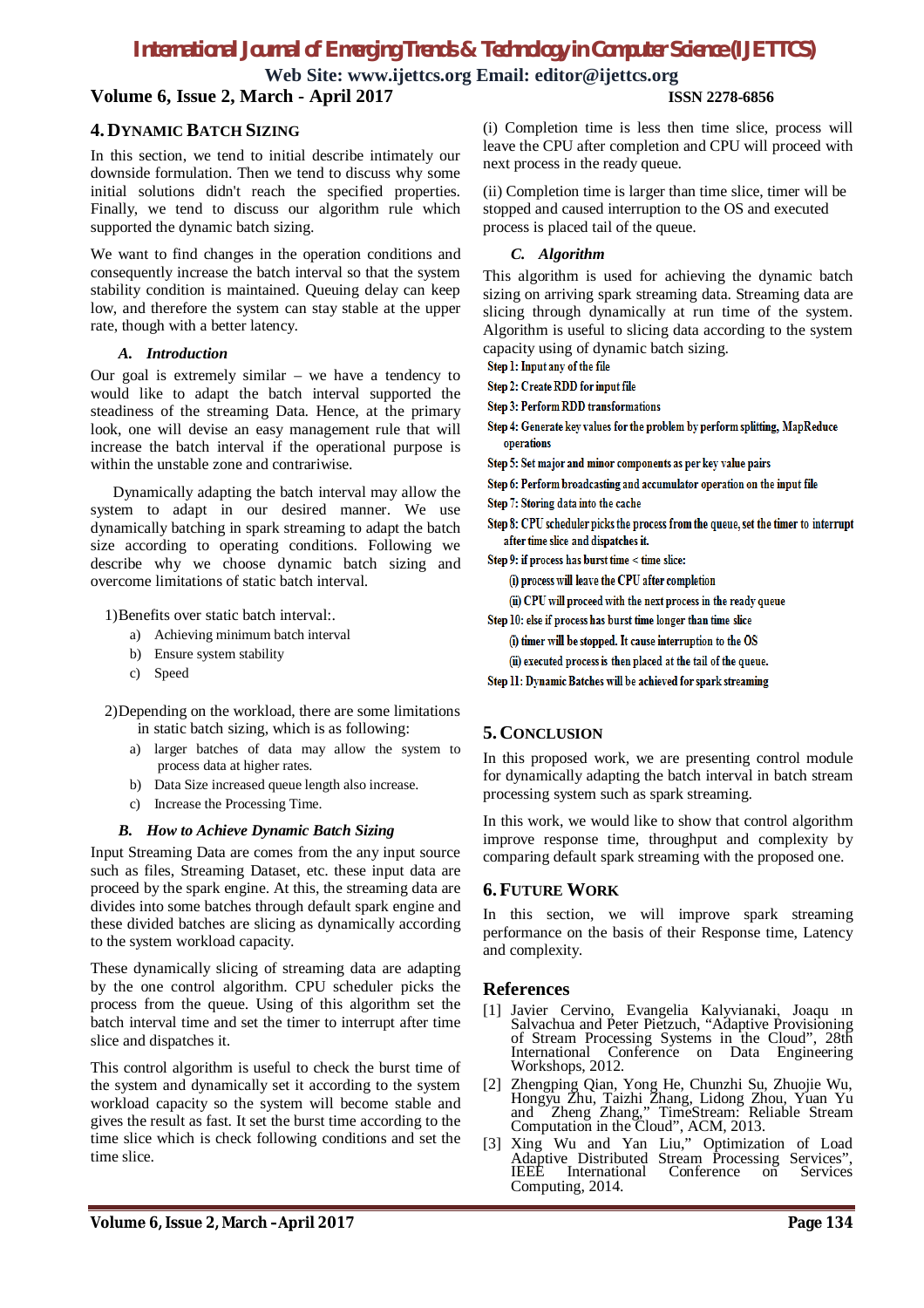## 4. Dynamic Batch Sizing

In this section, we tend to initial describe intimately our downside formulation. Then we tend to discuss why some initial solutions didn't reach the specified properties. Finally, we tend to discuss our algorithm rule which supported the dynamic batch sizing.

We want to find changes in the operation conditions and consequently increase the batch interval so that the system stability condition is maintained. Queuing delay can keep low, and therefore the system can stay stable at the upper rate, though with a better latency.

### *A. Introduction*

Our goal is extremely similar – we have a tendency to would like to adapt the batch interval supported the steadiness of the streaming Data. Hence, at the primary look, one will devise an easy management rule that will increase the batch interval if the operational purpose is within the unstable zone and contrariwise.

Dynamically adapting the batch interval may allow the system to adapt in our desired manner. We use dynamically batching in spark streaming to adapt the batch size according to operating conditions. Following we describe why we choose dynamic batch sizing and overcome limitations of static batch interval.

1)Benefits over static batch interval:.

a) Achieving minimum batch interval
b) Ensure system stability
c) Speed

2)Depending on the workload, there are some limitations in static batch sizing, which is as following:

a) larger batches of data may allow the system to process data at higher rates.
b) Data Size increased queue length also increase.
c) Increase the Processing Time.

### *B. How to Achieve Dynamic Batch Sizing*

Input Streaming Data are comes from the any input source such as files, Streaming Dataset, etc. these input data are proceed by the spark engine. At this, the streaming data are divides into some batches through default spark engine and these divided batches are slicing as dynamically according to the system workload capacity.

These dynamically slicing of streaming data are adapting by the one control algorithm. CPU scheduler picks the process from the queue. Using of this algorithm set the batch interval time and set the timer to interrupt after time slice and dispatches it.

This control algorithm is useful to check the burst time of the system and dynamically set it according to the system workload capacity so the system will become stable and gives the result as fast. It set the burst time according to the time slice which is check following conditions and set the time slice.

(i) Completion time is less then time slice, process will leave the CPU after completion and CPU will proceed with next process in the ready queue.

(ii) Completion time is larger than time slice, timer will be stopped and caused interruption to the OS and executed process is placed tail of the queue.

### *C. Algorithm*

This algorithm is used for achieving the dynamic batch sizing on arriving spark streaming data. Streaming data are slicing through dynamically at run time of the system. Algorithm is useful to slicing data according to the system capacity using of dynamic batch sizing.

**Step 1: Input any of the file**

**Step 2: Create RDD for input file**

**Step 3: Perform RDD transformations**

**Step 4: Generate key values for the problem by perform splitting, MapReduce operations**

**Step 5: Set major and minor components as per key value pairs**

**Step 6: Perform broadcasting and accumulator operation on the input file**

**Step 7: Storing data into the cache**

**Step 8: CPU scheduler picks the process from the queue, set the timer to interrupt after time slice and dispatches it.**

**Step 9: if process has burst time < time slice:**

**(i) process will leave the CPU after completion**

**(ii) CPU will proceed with the next process in the ready queue**

**Step 10: else if process has burst time longer than time slice**

**(i) timer will be stopped. It cause interruption to the OS**

**(ii) executed process is then placed at the tail of the queue.**

**Step 11: Dynamic Batches will be achieved for spark streaming**

## 5. Conclusion

In this proposed work, we are presenting control module for dynamically adapting the batch interval in batch stream processing system such as spark streaming.

In this work, we would like to show that control algorithm improve response time, throughput and complexity by comparing default spark streaming with the proposed one.

## 6. Future Work

In this section, we will improve spark streaming performance on the basis of their Response time, Latency and complexity.

## References

[1] Javier Cervino, Evangelia Kalyvianaki, Joaquın Salvachua and Peter Pietzuch, "Adaptive Provisioning of Stream Processing Systems in the Cloud", 28th International Conference on Data Engineering Workshops, 2012.

[2] Zhengping Qian, Yong He, Chunzhi Su, Zhuojie Wu, Hongyu Zhu, Taizhi Zhang, Lidong Zhou, Yuan Yu and Zheng Zhang," TimeStream: Reliable Stream Computation in the Cloud", ACM, 2013.

[3] Xing Wu and Yan Liu," Optimization of Load Adaptive Distributed Stream Processing Services", IEEE International Conference on Services Computing, 2014.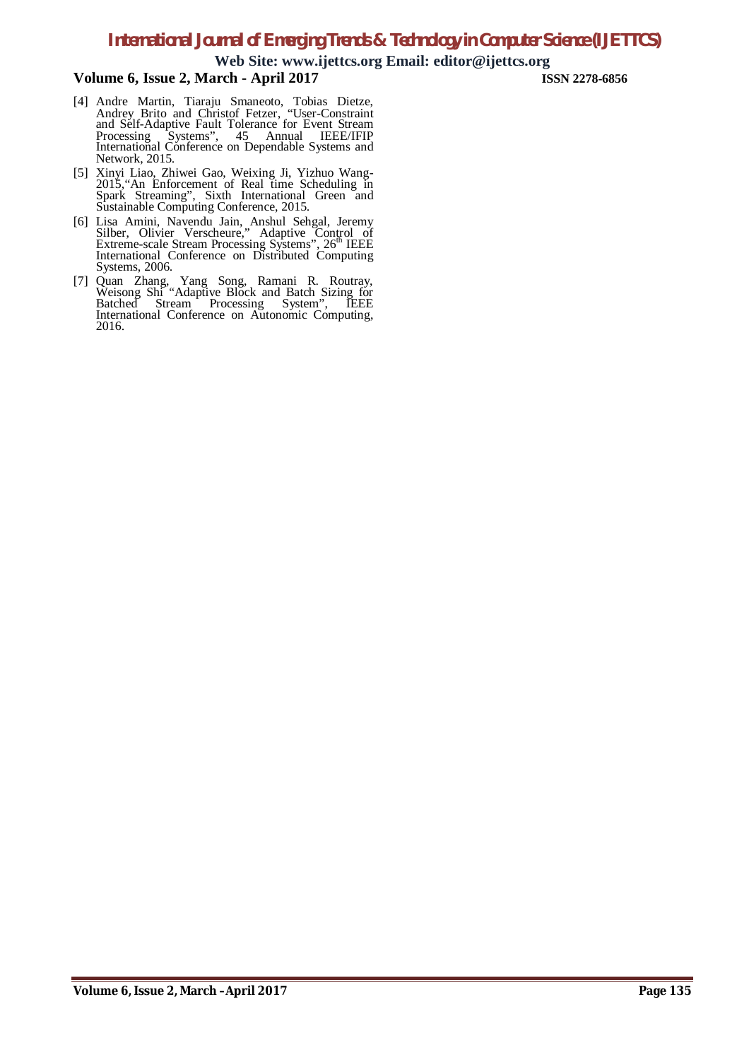[4] Andre Martin, Tiaraju Smaneoto, Tobias Dietze, Andrey Brito and Christof Fetzer, "User-Constraint and Self-Adaptive Fault Tolerance for Event Stream Processing Systems", 45 Annual IEEE/IFIP International Conference on Dependable Systems and Network, 2015.

[5] Xinyi Liao, Zhiwei Gao, Weixing Ji, Yizhuo Wang-2015,"An Enforcement of Real time Scheduling in Spark Streaming", Sixth International Green and Sustainable Computing Conference, 2015.

[6] Lisa Amini, Navendu Jain, Anshul Sehgal, Jeremy Silber, Olivier Verscheure," Adaptive Control of Extreme-scale Stream Processing Systems", 26th IEEE International Conference on Distributed Computing Systems, 2006.

[7] Quan Zhang, Yang Song, Ramani R. Routray, Weisong Shi "Adaptive Block and Batch Sizing for Batched Stream Processing System", IEEE International Conference on Autonomic Computing, 2016.